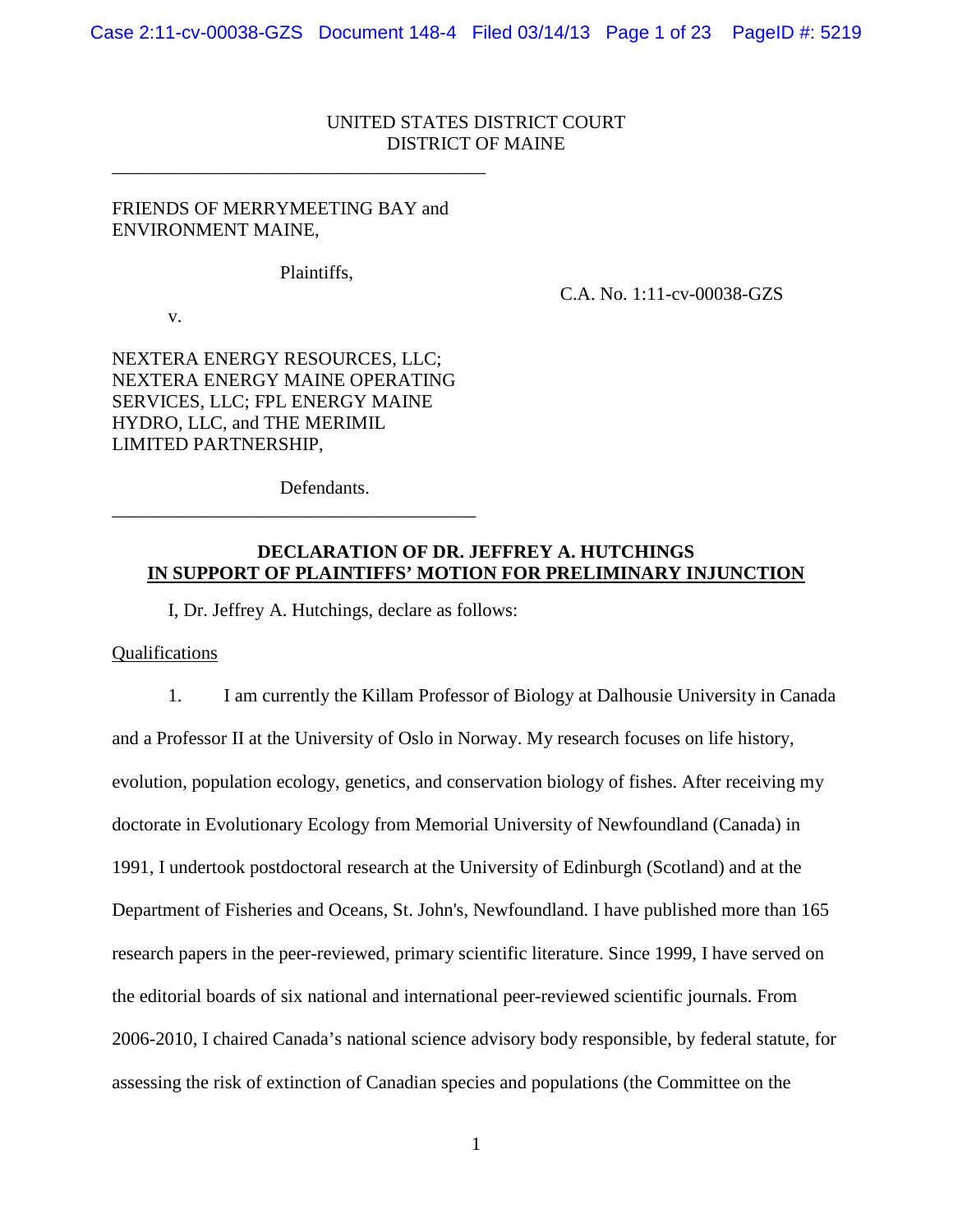UNITED STATES DISTRICT COURT
DISTRICT OF MAINE

FRIENDS OF MERRYMEETING BAY and ENVIRONMENT MAINE,

Plaintiffs,

v.

C.A. No. 1:11-cv-00038-GZS

NEXTERA ENERGY RESOURCES, LLC; NEXTERA ENERGY MAINE OPERATING SERVICES, LLC; FPL ENERGY MAINE HYDRO, LLC, and THE MERIMIL LIMITED PARTNERSHIP,

Defendants.

**DECLARATION OF DR. JEFFREY A. HUTCHINGS**
**IN SUPPORT OF PLAINTIFFS' MOTION FOR PRELIMINARY INJUNCTION**

I, Dr. Jeffrey A. Hutchings, declare as follows:

Qualifications

1. I am currently the Killam Professor of Biology at Dalhousie University in Canada and a Professor II at the University of Oslo in Norway. My research focuses on life history, evolution, population ecology, genetics, and conservation biology of fishes. After receiving my doctorate in Evolutionary Ecology from Memorial University of Newfoundland (Canada) in 1991, I undertook postdoctoral research at the University of Edinburgh (Scotland) and at the Department of Fisheries and Oceans, St. John's, Newfoundland. I have published more than 165 research papers in the peer-reviewed, primary scientific literature. Since 1999, I have served on the editorial boards of six national and international peer-reviewed scientific journals. From 2006-2010, I chaired Canada's national science advisory body responsible, by federal statute, for assessing the risk of extinction of Canadian species and populations (the Committee on the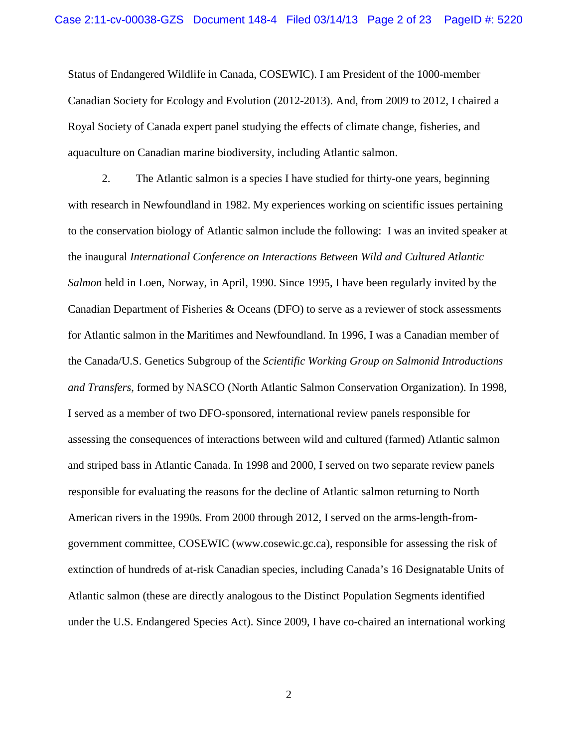Status of Endangered Wildlife in Canada, COSEWIC). I am President of the 1000-member Canadian Society for Ecology and Evolution (2012-2013). And, from 2009 to 2012, I chaired a Royal Society of Canada expert panel studying the effects of climate change, fisheries, and aquaculture on Canadian marine biodiversity, including Atlantic salmon.

2. The Atlantic salmon is a species I have studied for thirty-one years, beginning with research in Newfoundland in 1982. My experiences working on scientific issues pertaining to the conservation biology of Atlantic salmon include the following: I was an invited speaker at the inaugural *International Conference on Interactions Between Wild and Cultured Atlantic Salmon* held in Loen, Norway, in April, 1990. Since 1995, I have been regularly invited by the Canadian Department of Fisheries & Oceans (DFO) to serve as a reviewer of stock assessments for Atlantic salmon in the Maritimes and Newfoundland. In 1996, I was a Canadian member of the Canada/U.S. Genetics Subgroup of the *Scientific Working Group on Salmonid Introductions and Transfers*, formed by NASCO (North Atlantic Salmon Conservation Organization). In 1998, I served as a member of two DFO-sponsored, international review panels responsible for assessing the consequences of interactions between wild and cultured (farmed) Atlantic salmon and striped bass in Atlantic Canada. In 1998 and 2000, I served on two separate review panels responsible for evaluating the reasons for the decline of Atlantic salmon returning to North American rivers in the 1990s. From 2000 through 2012, I served on the arms-length-from-government committee, COSEWIC (www.cosewic.gc.ca), responsible for assessing the risk of extinction of hundreds of at-risk Canadian species, including Canada's 16 Designatable Units of Atlantic salmon (these are directly analogous to the Distinct Population Segments identified under the U.S. Endangered Species Act). Since 2009, I have co-chaired an international working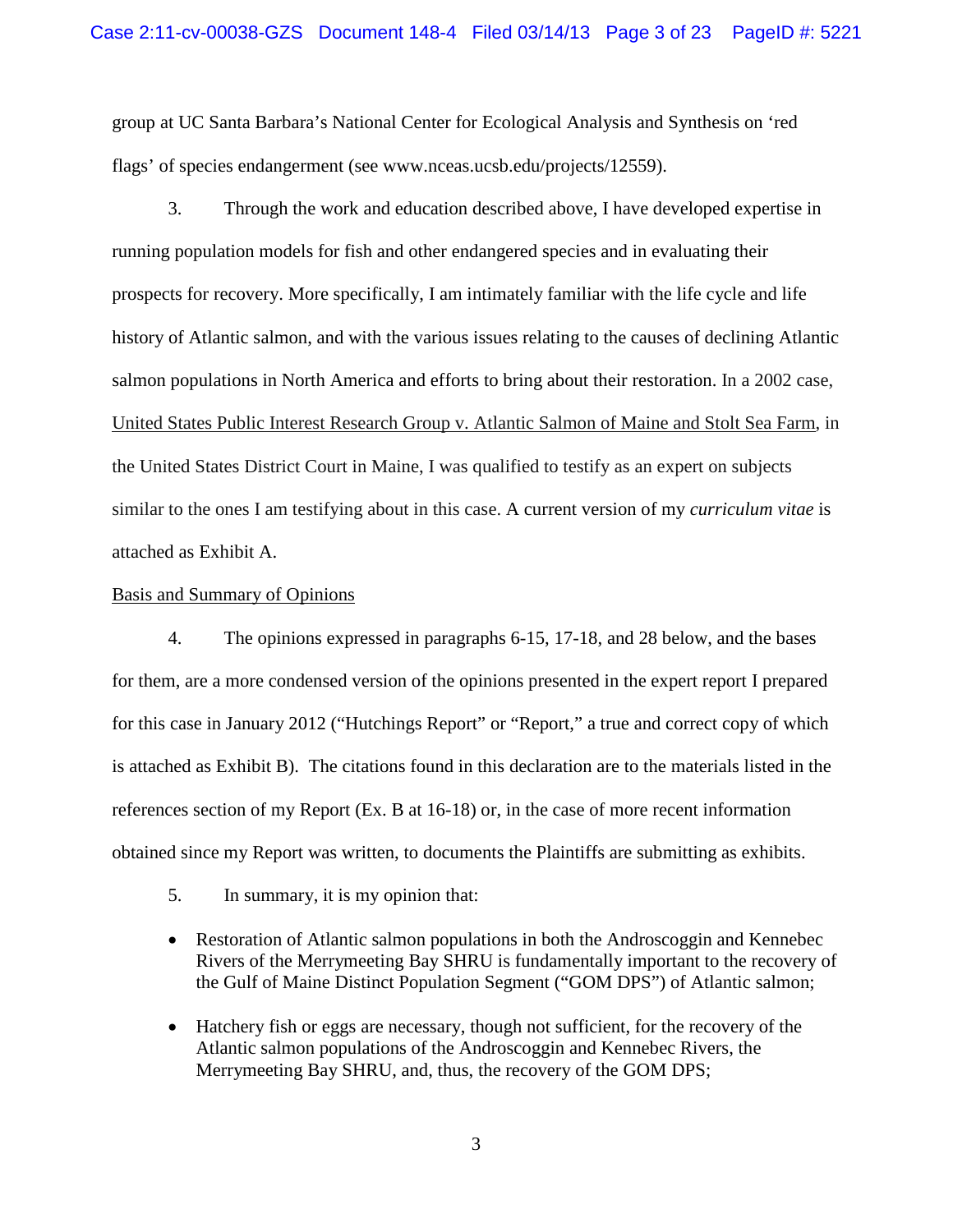group at UC Santa Barbara's National Center for Ecological Analysis and Synthesis on 'red flags' of species endangerment (see www.nceas.ucsb.edu/projects/12559).

3. Through the work and education described above, I have developed expertise in running population models for fish and other endangered species and in evaluating their prospects for recovery. More specifically, I am intimately familiar with the life cycle and life history of Atlantic salmon, and with the various issues relating to the causes of declining Atlantic salmon populations in North America and efforts to bring about their restoration. In a 2002 case, United States Public Interest Research Group v. Atlantic Salmon of Maine and Stolt Sea Farm, in the United States District Court in Maine, I was qualified to testify as an expert on subjects similar to the ones I am testifying about in this case. A current version of my *curriculum vitae* is attached as Exhibit A.

Basis and Summary of Opinions

4. The opinions expressed in paragraphs 6-15, 17-18, and 28 below, and the bases for them, are a more condensed version of the opinions presented in the expert report I prepared for this case in January 2012 ("Hutchings Report" or "Report," a true and correct copy of which is attached as Exhibit B). The citations found in this declaration are to the materials listed in the references section of my Report (Ex. B at 16-18) or, in the case of more recent information obtained since my Report was written, to documents the Plaintiffs are submitting as exhibits.

5. In summary, it is my opinion that:

- Restoration of Atlantic salmon populations in both the Androscoggin and Kennebec Rivers of the Merrymeeting Bay SHRU is fundamentally important to the recovery of the Gulf of Maine Distinct Population Segment ("GOM DPS") of Atlantic salmon;
- Hatchery fish or eggs are necessary, though not sufficient, for the recovery of the Atlantic salmon populations of the Androscoggin and Kennebec Rivers, the Merrymeeting Bay SHRU, and, thus, the recovery of the GOM DPS;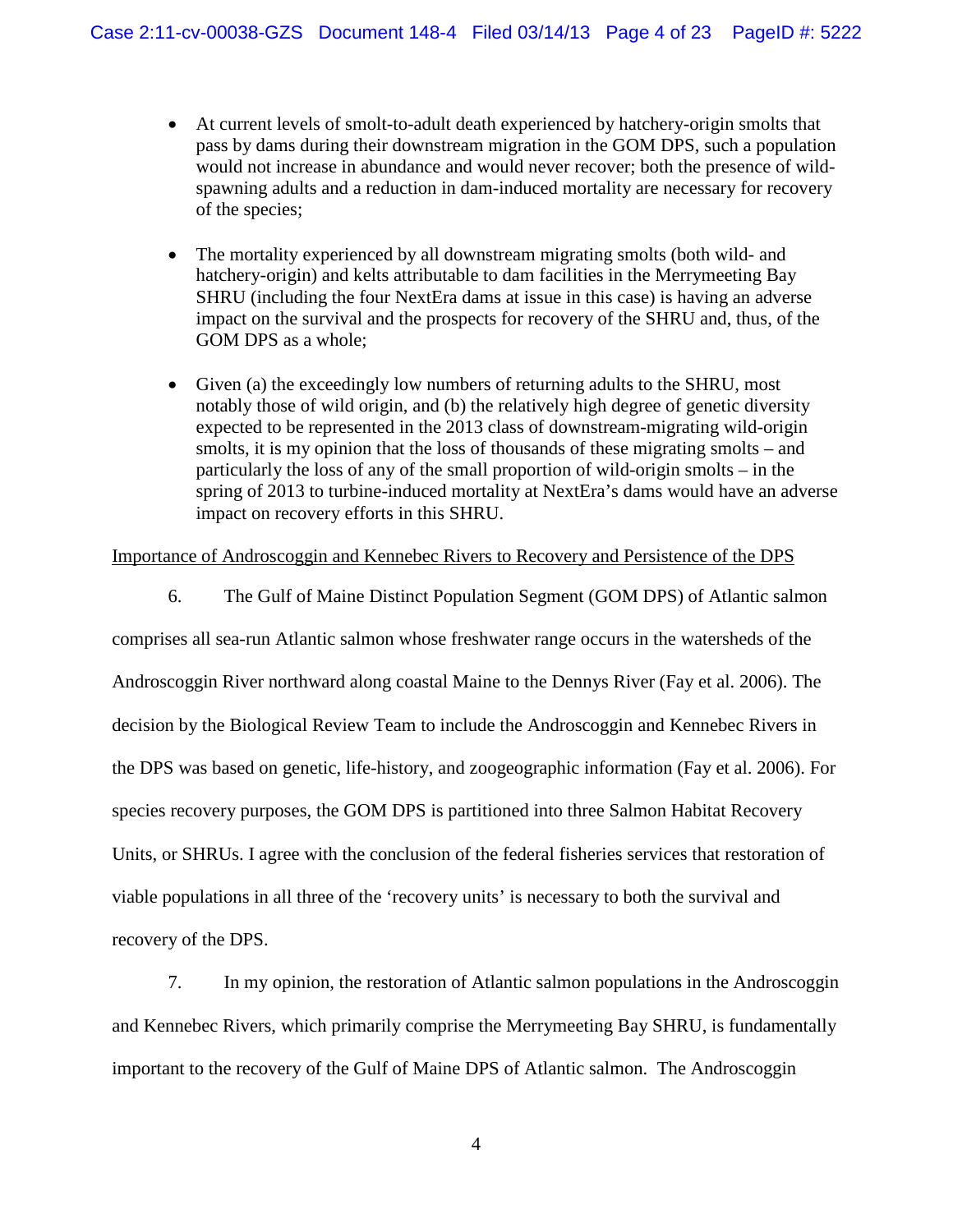- At current levels of smolt-to-adult death experienced by hatchery-origin smolts that pass by dams during their downstream migration in the GOM DPS, such a population would not increase in abundance and would never recover; both the presence of wild-spawning adults and a reduction in dam-induced mortality are necessary for recovery of the species;

- The mortality experienced by all downstream migrating smolts (both wild- and hatchery-origin) and kelts attributable to dam facilities in the Merrymeeting Bay SHRU (including the four NextEra dams at issue in this case) is having an adverse impact on the survival and the prospects for recovery of the SHRU and, thus, of the GOM DPS as a whole;

- Given (a) the exceedingly low numbers of returning adults to the SHRU, most notably those of wild origin, and (b) the relatively high degree of genetic diversity expected to be represented in the 2013 class of downstream-migrating wild-origin smolts, it is my opinion that the loss of thousands of these migrating smolts – and particularly the loss of any of the small proportion of wild-origin smolts – in the spring of 2013 to turbine-induced mortality at NextEra's dams would have an adverse impact on recovery efforts in this SHRU.

Importance of Androscoggin and Kennebec Rivers to Recovery and Persistence of the DPS

6. The Gulf of Maine Distinct Population Segment (GOM DPS) of Atlantic salmon comprises all sea-run Atlantic salmon whose freshwater range occurs in the watersheds of the Androscoggin River northward along coastal Maine to the Dennys River (Fay et al. 2006). The decision by the Biological Review Team to include the Androscoggin and Kennebec Rivers in the DPS was based on genetic, life-history, and zoogeographic information (Fay et al. 2006). For species recovery purposes, the GOM DPS is partitioned into three Salmon Habitat Recovery Units, or SHRUs. I agree with the conclusion of the federal fisheries services that restoration of viable populations in all three of the 'recovery units' is necessary to both the survival and recovery of the DPS.

7. In my opinion, the restoration of Atlantic salmon populations in the Androscoggin and Kennebec Rivers, which primarily comprise the Merrymeeting Bay SHRU, is fundamentally important to the recovery of the Gulf of Maine DPS of Atlantic salmon. The Androscoggin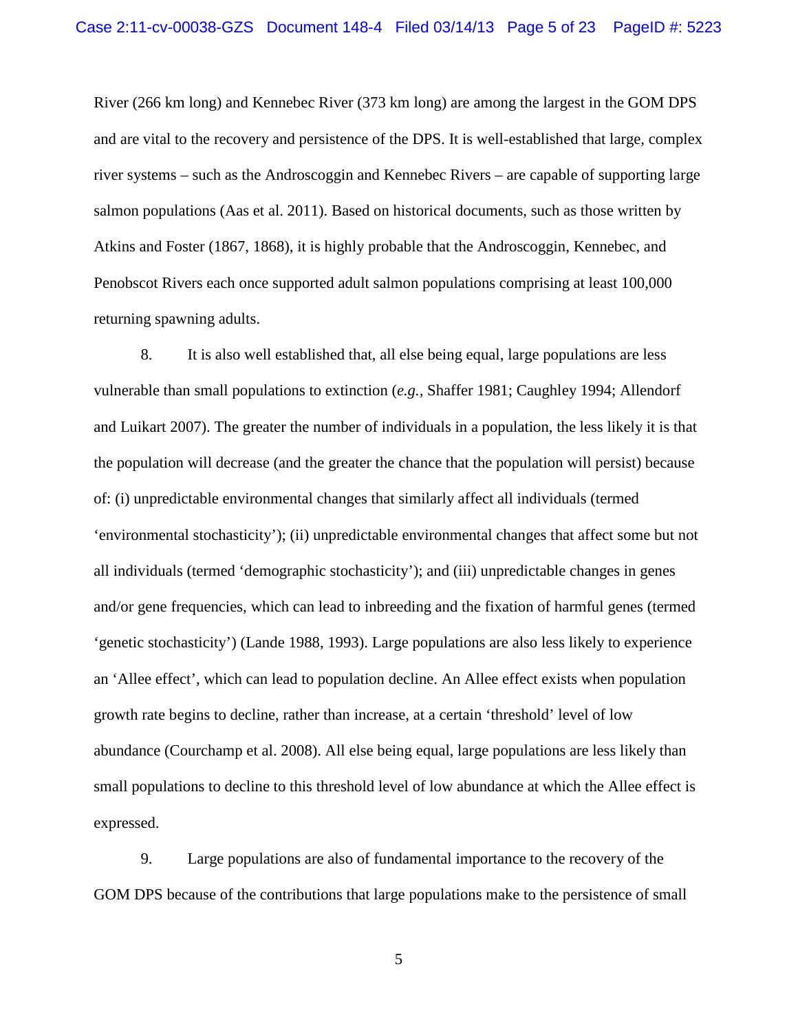River (266 km long) and Kennebec River (373 km long) are among the largest in the GOM DPS and are vital to the recovery and persistence of the DPS. It is well-established that large, complex river systems – such as the Androscoggin and Kennebec Rivers – are capable of supporting large salmon populations (Aas et al. 2011). Based on historical documents, such as those written by Atkins and Foster (1867, 1868), it is highly probable that the Androscoggin, Kennebec, and Penobscot Rivers each once supported adult salmon populations comprising at least 100,000 returning spawning adults.

8. It is also well established that, all else being equal, large populations are less vulnerable than small populations to extinction (*e.g.*, Shaffer 1981; Caughley 1994; Allendorf and Luikart 2007). The greater the number of individuals in a population, the less likely it is that the population will decrease (and the greater the chance that the population will persist) because of: (i) unpredictable environmental changes that similarly affect all individuals (termed 'environmental stochasticity'); (ii) unpredictable environmental changes that affect some but not all individuals (termed 'demographic stochasticity'); and (iii) unpredictable changes in genes and/or gene frequencies, which can lead to inbreeding and the fixation of harmful genes (termed 'genetic stochasticity') (Lande 1988, 1993). Large populations are also less likely to experience an 'Allee effect', which can lead to population decline. An Allee effect exists when population growth rate begins to decline, rather than increase, at a certain 'threshold' level of low abundance (Courchamp et al. 2008). All else being equal, large populations are less likely than small populations to decline to this threshold level of low abundance at which the Allee effect is expressed.

9. Large populations are also of fundamental importance to the recovery of the GOM DPS because of the contributions that large populations make to the persistence of small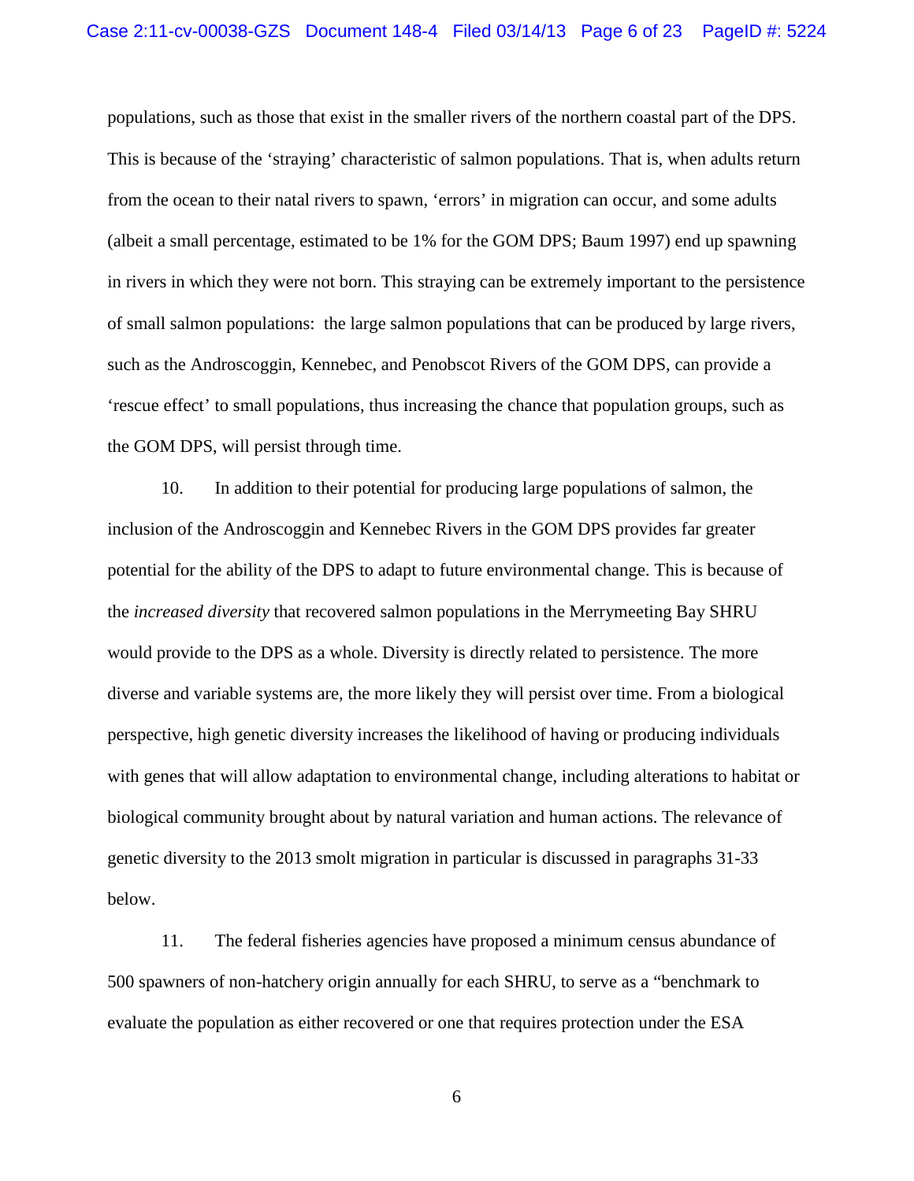populations, such as those that exist in the smaller rivers of the northern coastal part of the DPS. This is because of the 'straying' characteristic of salmon populations. That is, when adults return from the ocean to their natal rivers to spawn, 'errors' in migration can occur, and some adults (albeit a small percentage, estimated to be 1% for the GOM DPS; Baum 1997) end up spawning in rivers in which they were not born. This straying can be extremely important to the persistence of small salmon populations: the large salmon populations that can be produced by large rivers, such as the Androscoggin, Kennebec, and Penobscot Rivers of the GOM DPS, can provide a 'rescue effect' to small populations, thus increasing the chance that population groups, such as the GOM DPS, will persist through time.

10. In addition to their potential for producing large populations of salmon, the inclusion of the Androscoggin and Kennebec Rivers in the GOM DPS provides far greater potential for the ability of the DPS to adapt to future environmental change. This is because of the *increased diversity* that recovered salmon populations in the Merrymeeting Bay SHRU would provide to the DPS as a whole. Diversity is directly related to persistence. The more diverse and variable systems are, the more likely they will persist over time. From a biological perspective, high genetic diversity increases the likelihood of having or producing individuals with genes that will allow adaptation to environmental change, including alterations to habitat or biological community brought about by natural variation and human actions. The relevance of genetic diversity to the 2013 smolt migration in particular is discussed in paragraphs 31-33 below.

11. The federal fisheries agencies have proposed a minimum census abundance of 500 spawners of non-hatchery origin annually for each SHRU, to serve as a "benchmark to evaluate the population as either recovered or one that requires protection under the ESA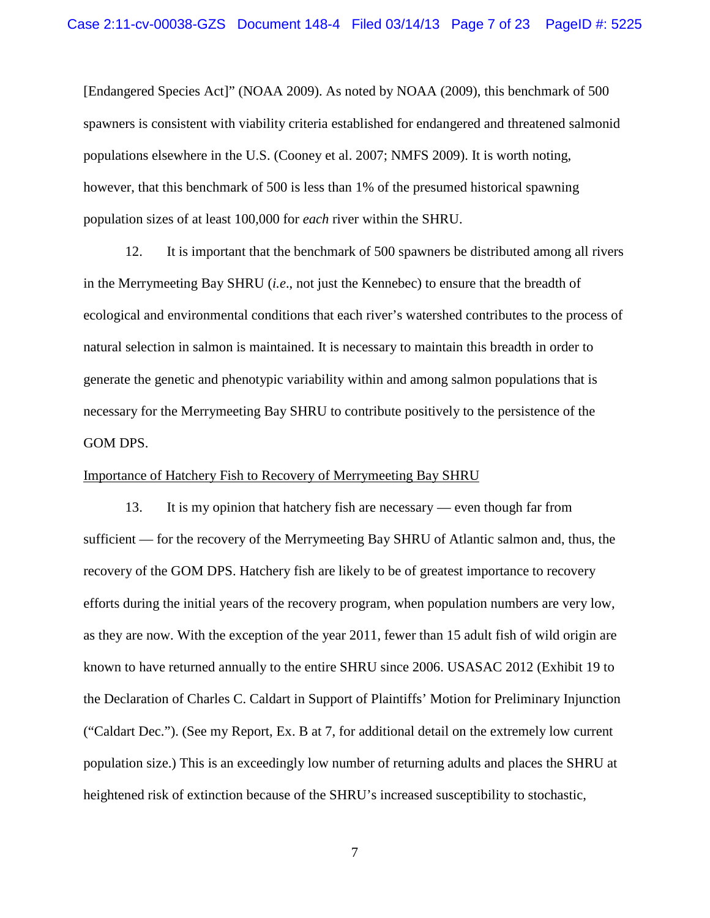[Endangered Species Act]" (NOAA 2009). As noted by NOAA (2009), this benchmark of 500 spawners is consistent with viability criteria established for endangered and threatened salmonid populations elsewhere in the U.S. (Cooney et al. 2007; NMFS 2009). It is worth noting, however, that this benchmark of 500 is less than 1% of the presumed historical spawning population sizes of at least 100,000 for *each* river within the SHRU.

12. It is important that the benchmark of 500 spawners be distributed among all rivers in the Merrymeeting Bay SHRU (*i.e*., not just the Kennebec) to ensure that the breadth of ecological and environmental conditions that each river's watershed contributes to the process of natural selection in salmon is maintained. It is necessary to maintain this breadth in order to generate the genetic and phenotypic variability within and among salmon populations that is necessary for the Merrymeeting Bay SHRU to contribute positively to the persistence of the GOM DPS.

<u>Importance of Hatchery Fish to Recovery of Merrymeeting Bay SHRU</u>

13. It is my opinion that hatchery fish are necessary — even though far from sufficient — for the recovery of the Merrymeeting Bay SHRU of Atlantic salmon and, thus, the recovery of the GOM DPS. Hatchery fish are likely to be of greatest importance to recovery efforts during the initial years of the recovery program, when population numbers are very low, as they are now. With the exception of the year 2011, fewer than 15 adult fish of wild origin are known to have returned annually to the entire SHRU since 2006. USASAC 2012 (Exhibit 19 to the Declaration of Charles C. Caldart in Support of Plaintiffs' Motion for Preliminary Injunction ("Caldart Dec."). (See my Report, Ex. B at 7, for additional detail on the extremely low current population size.) This is an exceedingly low number of returning adults and places the SHRU at heightened risk of extinction because of the SHRU's increased susceptibility to stochastic,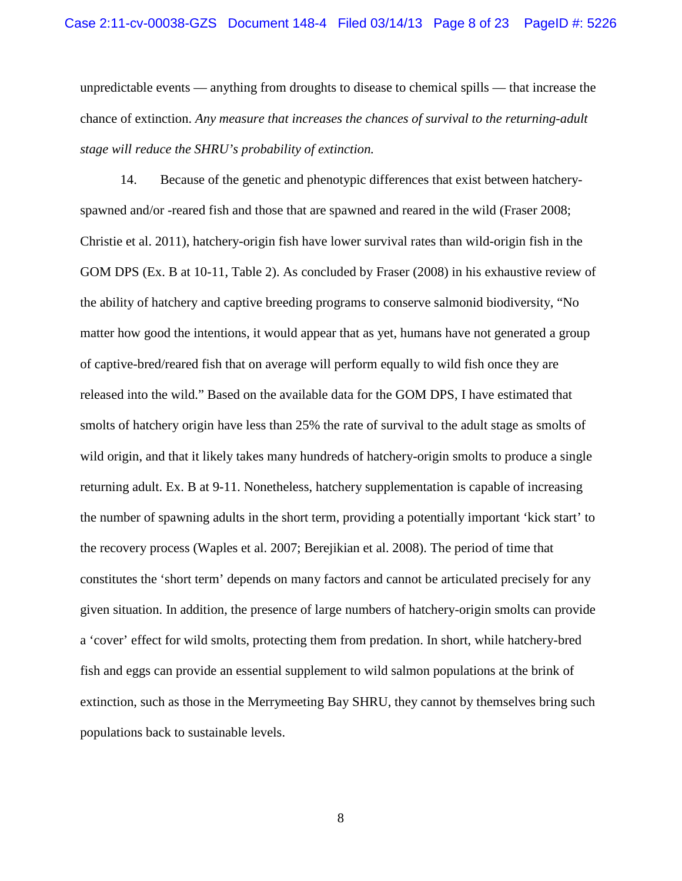unpredictable events — anything from droughts to disease to chemical spills — that increase the chance of extinction. *Any measure that increases the chances of survival to the returning-adult stage will reduce the SHRU's probability of extinction.*

14. Because of the genetic and phenotypic differences that exist between hatchery-spawned and/or -reared fish and those that are spawned and reared in the wild (Fraser 2008; Christie et al. 2011), hatchery-origin fish have lower survival rates than wild-origin fish in the GOM DPS (Ex. B at 10-11, Table 2). As concluded by Fraser (2008) in his exhaustive review of the ability of hatchery and captive breeding programs to conserve salmonid biodiversity, "No matter how good the intentions, it would appear that as yet, humans have not generated a group of captive-bred/reared fish that on average will perform equally to wild fish once they are released into the wild." Based on the available data for the GOM DPS, I have estimated that smolts of hatchery origin have less than 25% the rate of survival to the adult stage as smolts of wild origin, and that it likely takes many hundreds of hatchery-origin smolts to produce a single returning adult. Ex. B at 9-11. Nonetheless, hatchery supplementation is capable of increasing the number of spawning adults in the short term, providing a potentially important 'kick start' to the recovery process (Waples et al. 2007; Berejikian et al. 2008). The period of time that constitutes the 'short term' depends on many factors and cannot be articulated precisely for any given situation. In addition, the presence of large numbers of hatchery-origin smolts can provide a 'cover' effect for wild smolts, protecting them from predation. In short, while hatchery-bred fish and eggs can provide an essential supplement to wild salmon populations at the brink of extinction, such as those in the Merrymeeting Bay SHRU, they cannot by themselves bring such populations back to sustainable levels.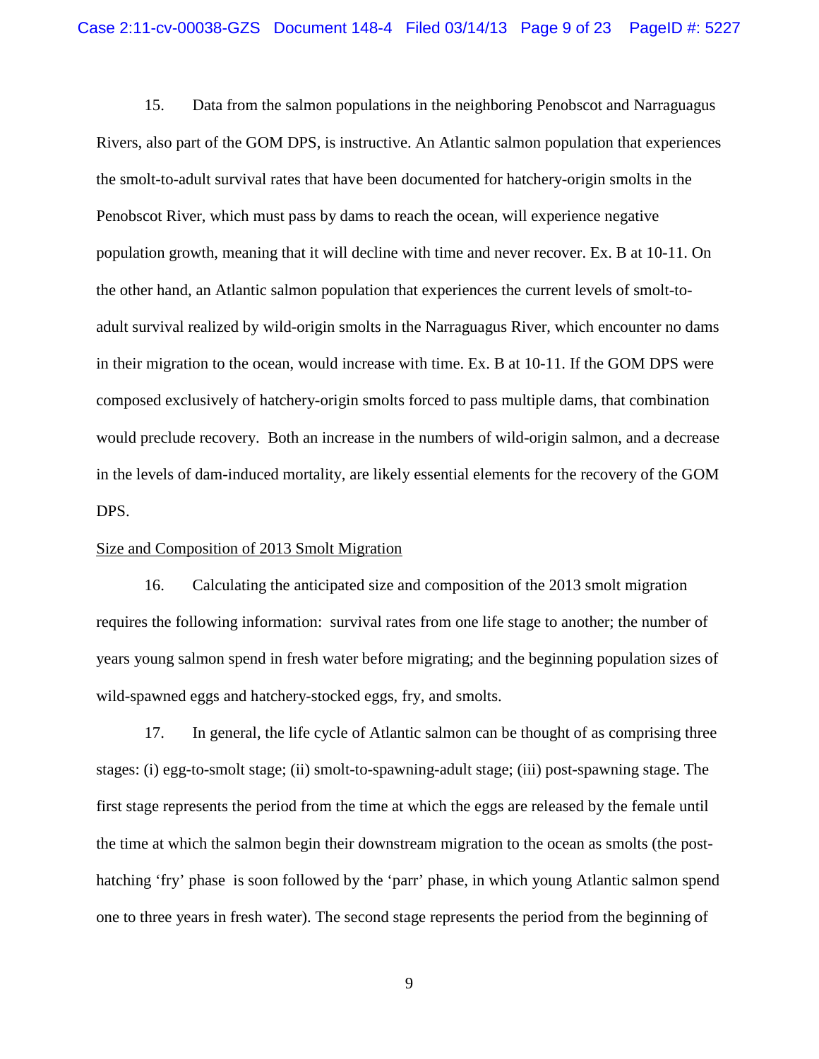15. Data from the salmon populations in the neighboring Penobscot and Narraguagus Rivers, also part of the GOM DPS, is instructive. An Atlantic salmon population that experiences the smolt-to-adult survival rates that have been documented for hatchery-origin smolts in the Penobscot River, which must pass by dams to reach the ocean, will experience negative population growth, meaning that it will decline with time and never recover. Ex. B at 10-11. On the other hand, an Atlantic salmon population that experiences the current levels of smolt-to-adult survival realized by wild-origin smolts in the Narraguagus River, which encounter no dams in their migration to the ocean, would increase with time. Ex. B at 10-11. If the GOM DPS were composed exclusively of hatchery-origin smolts forced to pass multiple dams, that combination would preclude recovery. Both an increase in the numbers of wild-origin salmon, and a decrease in the levels of dam-induced mortality, are likely essential elements for the recovery of the GOM DPS.

<u>Size and Composition of 2013 Smolt Migration</u>

16. Calculating the anticipated size and composition of the 2013 smolt migration requires the following information: survival rates from one life stage to another; the number of years young salmon spend in fresh water before migrating; and the beginning population sizes of wild-spawned eggs and hatchery-stocked eggs, fry, and smolts.

17. In general, the life cycle of Atlantic salmon can be thought of as comprising three stages: (i) egg-to-smolt stage; (ii) smolt-to-spawning-adult stage; (iii) post-spawning stage. The first stage represents the period from the time at which the eggs are released by the female until the time at which the salmon begin their downstream migration to the ocean as smolts (the post-hatching 'fry' phase is soon followed by the 'parr' phase, in which young Atlantic salmon spend one to three years in fresh water). The second stage represents the period from the beginning of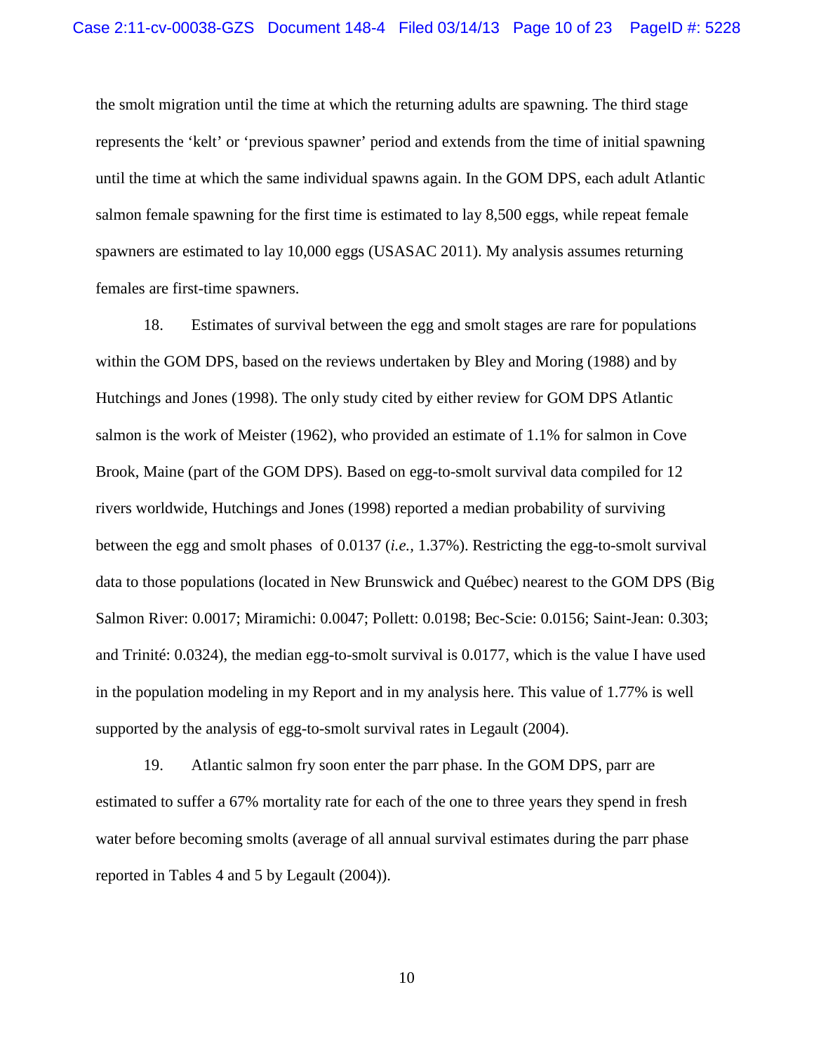the smolt migration until the time at which the returning adults are spawning. The third stage represents the 'kelt' or 'previous spawner' period and extends from the time of initial spawning until the time at which the same individual spawns again. In the GOM DPS, each adult Atlantic salmon female spawning for the first time is estimated to lay 8,500 eggs, while repeat female spawners are estimated to lay 10,000 eggs (USASAC 2011). My analysis assumes returning females are first-time spawners.

18. Estimates of survival between the egg and smolt stages are rare for populations within the GOM DPS, based on the reviews undertaken by Bley and Moring (1988) and by Hutchings and Jones (1998). The only study cited by either review for GOM DPS Atlantic salmon is the work of Meister (1962), who provided an estimate of 1.1% for salmon in Cove Brook, Maine (part of the GOM DPS). Based on egg-to-smolt survival data compiled for 12 rivers worldwide, Hutchings and Jones (1998) reported a median probability of surviving between the egg and smolt phases of 0.0137 (*i.e.*, 1.37%). Restricting the egg-to-smolt survival data to those populations (located in New Brunswick and Québec) nearest to the GOM DPS (Big Salmon River: 0.0017; Miramichi: 0.0047; Pollett: 0.0198; Bec-Scie: 0.0156; Saint-Jean: 0.303; and Trinité: 0.0324), the median egg-to-smolt survival is 0.0177, which is the value I have used in the population modeling in my Report and in my analysis here. This value of 1.77% is well supported by the analysis of egg-to-smolt survival rates in Legault (2004).

19. Atlantic salmon fry soon enter the parr phase. In the GOM DPS, parr are estimated to suffer a 67% mortality rate for each of the one to three years they spend in fresh water before becoming smolts (average of all annual survival estimates during the parr phase reported in Tables 4 and 5 by Legault (2004)).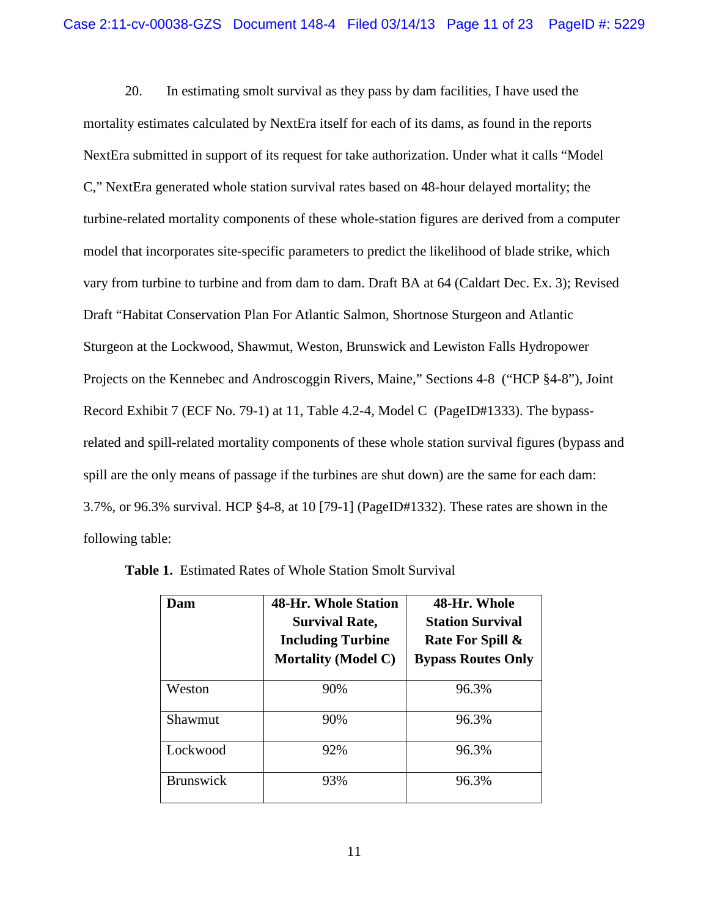20. In estimating smolt survival as they pass by dam facilities, I have used the mortality estimates calculated by NextEra itself for each of its dams, as found in the reports NextEra submitted in support of its request for take authorization. Under what it calls "Model C," NextEra generated whole station survival rates based on 48-hour delayed mortality; the turbine-related mortality components of these whole-station figures are derived from a computer model that incorporates site-specific parameters to predict the likelihood of blade strike, which vary from turbine to turbine and from dam to dam. Draft BA at 64 (Caldart Dec. Ex. 3); Revised Draft "Habitat Conservation Plan For Atlantic Salmon, Shortnose Sturgeon and Atlantic Sturgeon at the Lockwood, Shawmut, Weston, Brunswick and Lewiston Falls Hydropower Projects on the Kennebec and Androscoggin Rivers, Maine," Sections 4-8 ("HCP §4-8"), Joint Record Exhibit 7 (ECF No. 79-1) at 11, Table 4.2-4, Model C (PageID#1333). The bypass-related and spill-related mortality components of these whole station survival figures (bypass and spill are the only means of passage if the turbines are shut down) are the same for each dam: 3.7%, or 96.3% survival. HCP §4-8, at 10 [79-1] (PageID#1332). These rates are shown in the following table:

**Table 1.** Estimated Rates of Whole Station Smolt Survival

| Dam | 48-Hr. Whole Station Survival Rate, Including Turbine Mortality (Model C) | 48-Hr. Whole Station Survival Rate For Spill & Bypass Routes Only |
|---|---|---|
| Weston | 90% | 96.3% |
| Shawmut | 90% | 96.3% |
| Lockwood | 92% | 96.3% |
| Brunswick | 93% | 96.3% |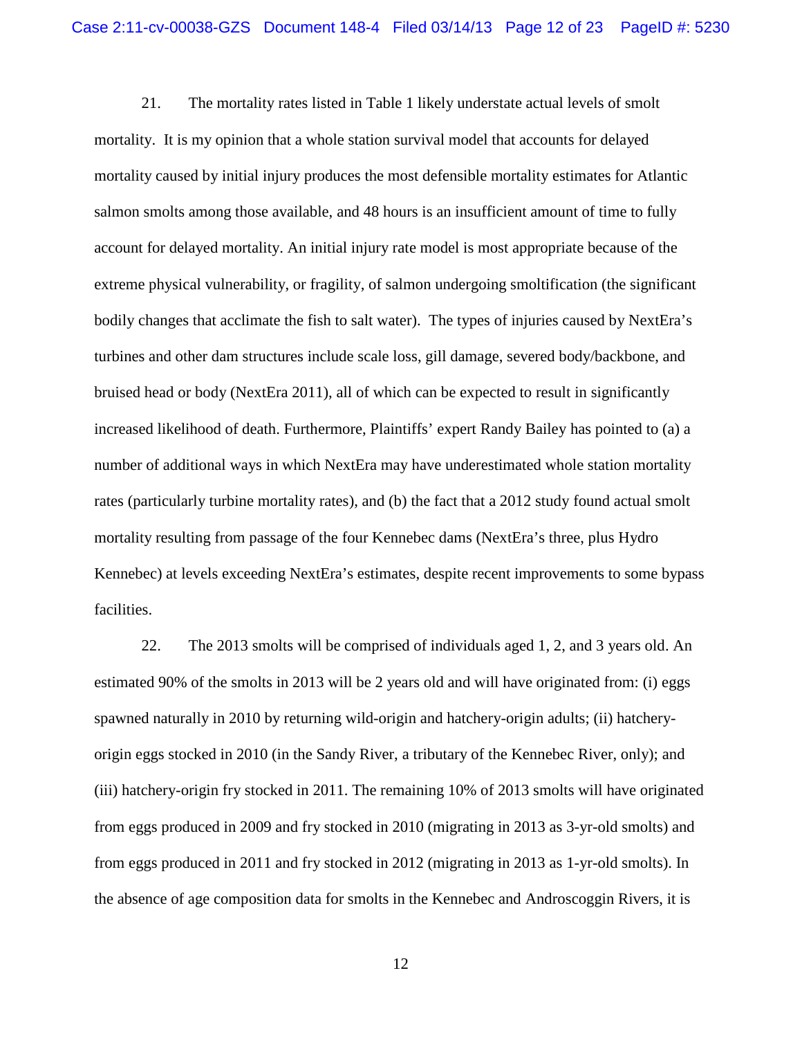21. The mortality rates listed in Table 1 likely understate actual levels of smolt mortality. It is my opinion that a whole station survival model that accounts for delayed mortality caused by initial injury produces the most defensible mortality estimates for Atlantic salmon smolts among those available, and 48 hours is an insufficient amount of time to fully account for delayed mortality. An initial injury rate model is most appropriate because of the extreme physical vulnerability, or fragility, of salmon undergoing smoltification (the significant bodily changes that acclimate the fish to salt water). The types of injuries caused by NextEra's turbines and other dam structures include scale loss, gill damage, severed body/backbone, and bruised head or body (NextEra 2011), all of which can be expected to result in significantly increased likelihood of death. Furthermore, Plaintiffs' expert Randy Bailey has pointed to (a) a number of additional ways in which NextEra may have underestimated whole station mortality rates (particularly turbine mortality rates), and (b) the fact that a 2012 study found actual smolt mortality resulting from passage of the four Kennebec dams (NextEra's three, plus Hydro Kennebec) at levels exceeding NextEra's estimates, despite recent improvements to some bypass facilities.

22. The 2013 smolts will be comprised of individuals aged 1, 2, and 3 years old. An estimated 90% of the smolts in 2013 will be 2 years old and will have originated from: (i) eggs spawned naturally in 2010 by returning wild-origin and hatchery-origin adults; (ii) hatchery-origin eggs stocked in 2010 (in the Sandy River, a tributary of the Kennebec River, only); and (iii) hatchery-origin fry stocked in 2011. The remaining 10% of 2013 smolts will have originated from eggs produced in 2009 and fry stocked in 2010 (migrating in 2013 as 3-yr-old smolts) and from eggs produced in 2011 and fry stocked in 2012 (migrating in 2013 as 1-yr-old smolts). In the absence of age composition data for smolts in the Kennebec and Androscoggin Rivers, it is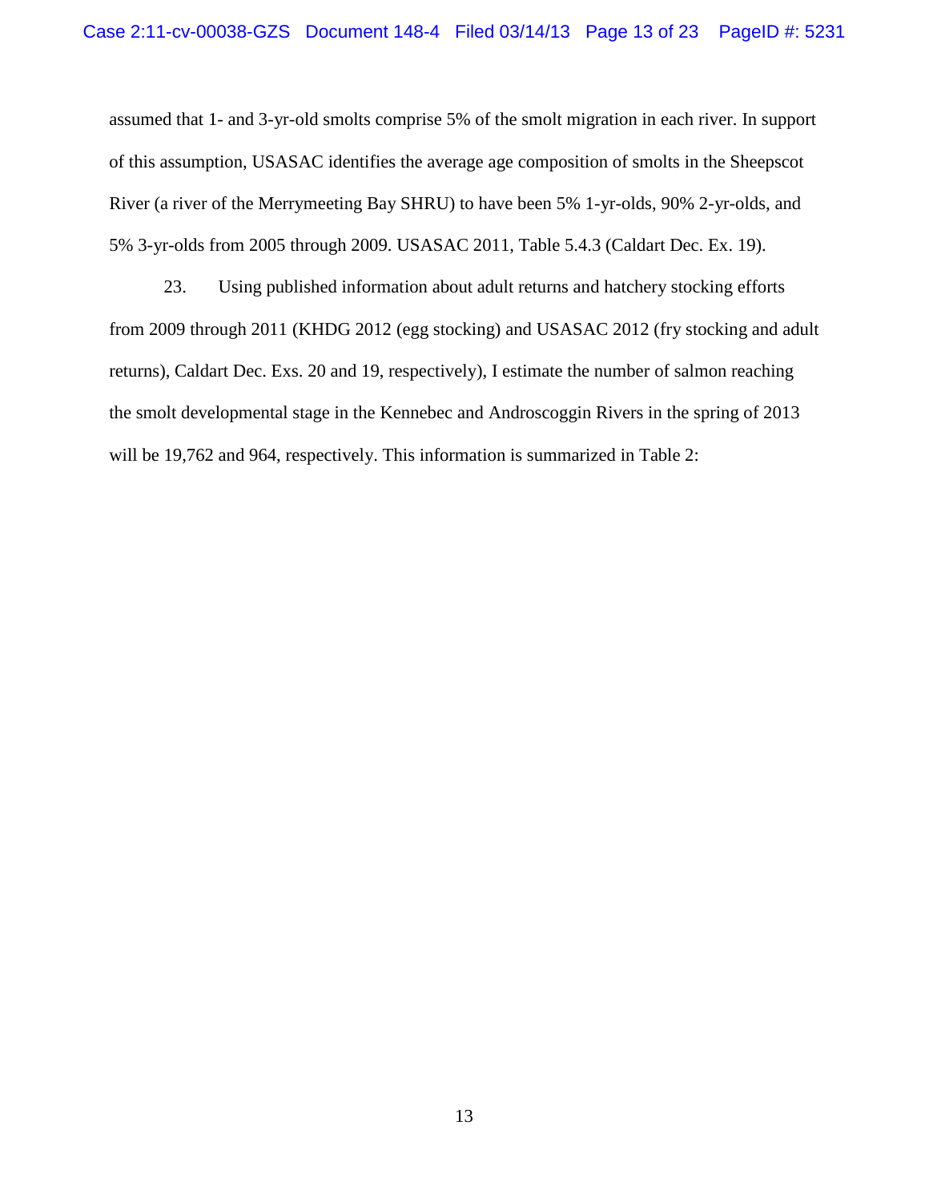assumed that 1- and 3-yr-old smolts comprise 5% of the smolt migration in each river. In support of this assumption, USASAC identifies the average age composition of smolts in the Sheepscot River (a river of the Merrymeeting Bay SHRU) to have been 5% 1-yr-olds, 90% 2-yr-olds, and 5% 3-yr-olds from 2005 through 2009. USASAC 2011, Table 5.4.3 (Caldart Dec. Ex. 19).

23. Using published information about adult returns and hatchery stocking efforts from 2009 through 2011 (KHDG 2012 (egg stocking) and USASAC 2012 (fry stocking and adult returns), Caldart Dec. Exs. 20 and 19, respectively), I estimate the number of salmon reaching the smolt developmental stage in the Kennebec and Androscoggin Rivers in the spring of 2013 will be 19,762 and 964, respectively. This information is summarized in Table 2: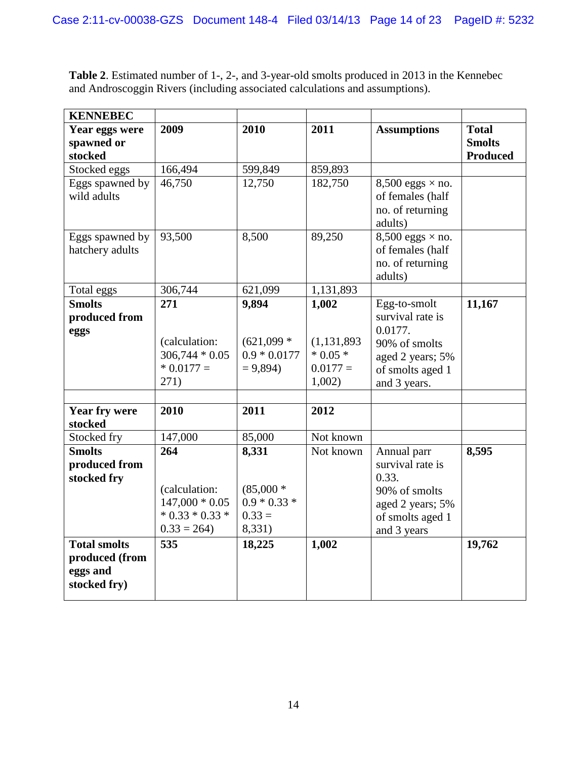**Table 2**. Estimated number of 1-, 2-, and 3-year-old smolts produced in 2013 in the Kennebec and Androscoggin Rivers (including associated calculations and assumptions).

| **KENNEBEC** | | | | | |
|---|---|---|---|---|---|
| **Year eggs were spawned or stocked** | **2009** | **2010** | **2011** | **Assumptions** | **Total Smolts Produced** |
| Stocked eggs | 166,494 | 599,849 | 859,893 | | |
| Eggs spawned by wild adults | 46,750 | 12,750 | 182,750 | 8,500 eggs × no. of females (half no. of returning adults) | |
| Eggs spawned by hatchery adults | 93,500 | 8,500 | 89,250 | 8,500 eggs × no. of females (half no. of returning adults) | |
| Total eggs | 306,744 | 621,099 | 1,131,893 | | |
| **Smolts produced from eggs** | **271** (calculation: 306,744 * 0.05 * 0.0177 = 271) | **9,894** (621,099 * 0.9 * 0.0177 = 9,894) | **1,002** (1,131,893 * 0.05 * 0.0177 = 1,002) | Egg-to-smolt survival rate is 0.0177. 90% of smolts aged 2 years; 5% of smolts aged 1 and 3 years. | **11,167** |
| | | | | | |
| **Year fry were stocked** | **2010** | **2011** | **2012** | | |
| Stocked fry | 147,000 | 85,000 | Not known | | |
| **Smolts produced from stocked fry** | **264** (calculation: 147,000 * 0.05 * 0.33 * 0.33 * 0.33 = 264) | **8,331** (85,000 * 0.9 * 0.33 * 0.33 = 8,331) | Not known | Annual parr survival rate is 0.33. 90% of smolts aged 2 years; 5% of smolts aged 1 and 3 years | **8,595** |
| **Total smolts produced (from eggs and stocked fry)** | **535** | **18,225** | **1,002** | | **19,762** |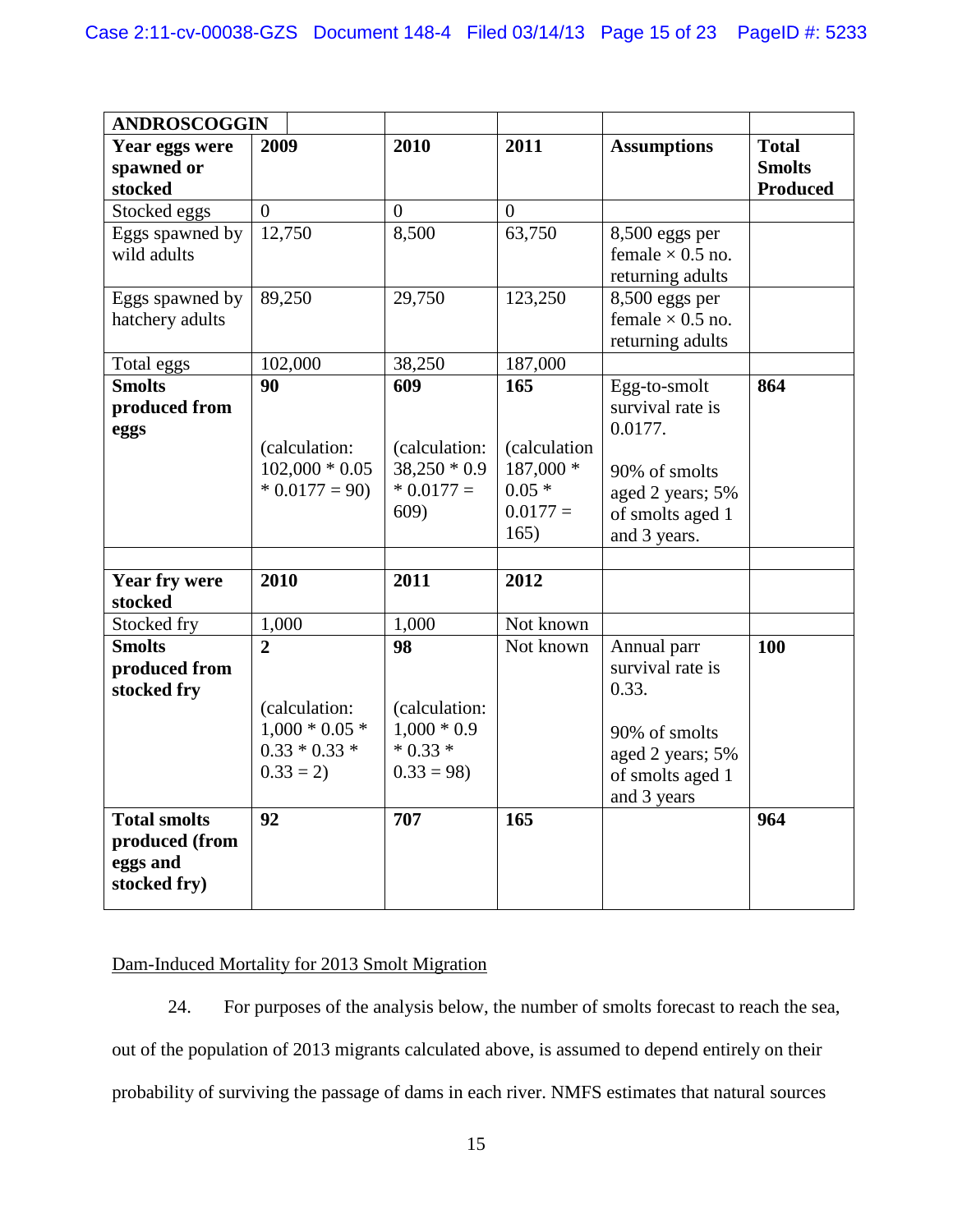| **ANDROSCOGGIN** | | | | | |
|---|---|---|---|---|---|
| **Year eggs were spawned or stocked** | **2009** | **2010** | **2011** | **Assumptions** | **Total Smolts Produced** |
| Stocked eggs | 0 | 0 | 0 | | |
| Eggs spawned by wild adults | 12,750 | 8,500 | 63,750 | 8,500 eggs per female × 0.5 no. returning adults | |
| Eggs spawned by hatchery adults | 89,250 | 29,750 | 123,250 | 8,500 eggs per female × 0.5 no. returning adults | |
| Total eggs | 102,000 | 38,250 | 187,000 | | |
| **Smolts produced from eggs** | **90** (calculation: 102,000 * 0.05 * 0.0177 = 90) | **609** (calculation: 38,250 * 0.9 * 0.0177 = 609) | **165** (calculation 187,000 * 0.05 * 0.0177 = 165) | Egg-to-smolt survival rate is 0.0177. 90% of smolts aged 2 years; 5% of smolts aged 1 and 3 years. | **864** |
| | | | | | |
| **Year fry were stocked** | **2010** | **2011** | **2012** | | |
| Stocked fry | 1,000 | 1,000 | Not known | | |
| **Smolts produced from stocked fry** | **2** (calculation: 1,000 * 0.05 * 0.33 * 0.33 * 0.33 = 2) | **98** (calculation: 1,000 * 0.9 * 0.33 * 0.33 = 98) | Not known | Annual parr survival rate is 0.33. 90% of smolts aged 2 years; 5% of smolts aged 1 and 3 years | **100** |
| **Total smolts produced (from eggs and stocked fry)** | **92** | **707** | **165** | | **964** |

<u>Dam-Induced Mortality for 2013 Smolt Migration</u>

24. For purposes of the analysis below, the number of smolts forecast to reach the sea, out of the population of 2013 migrants calculated above, is assumed to depend entirely on their probability of surviving the passage of dams in each river. NMFS estimates that natural sources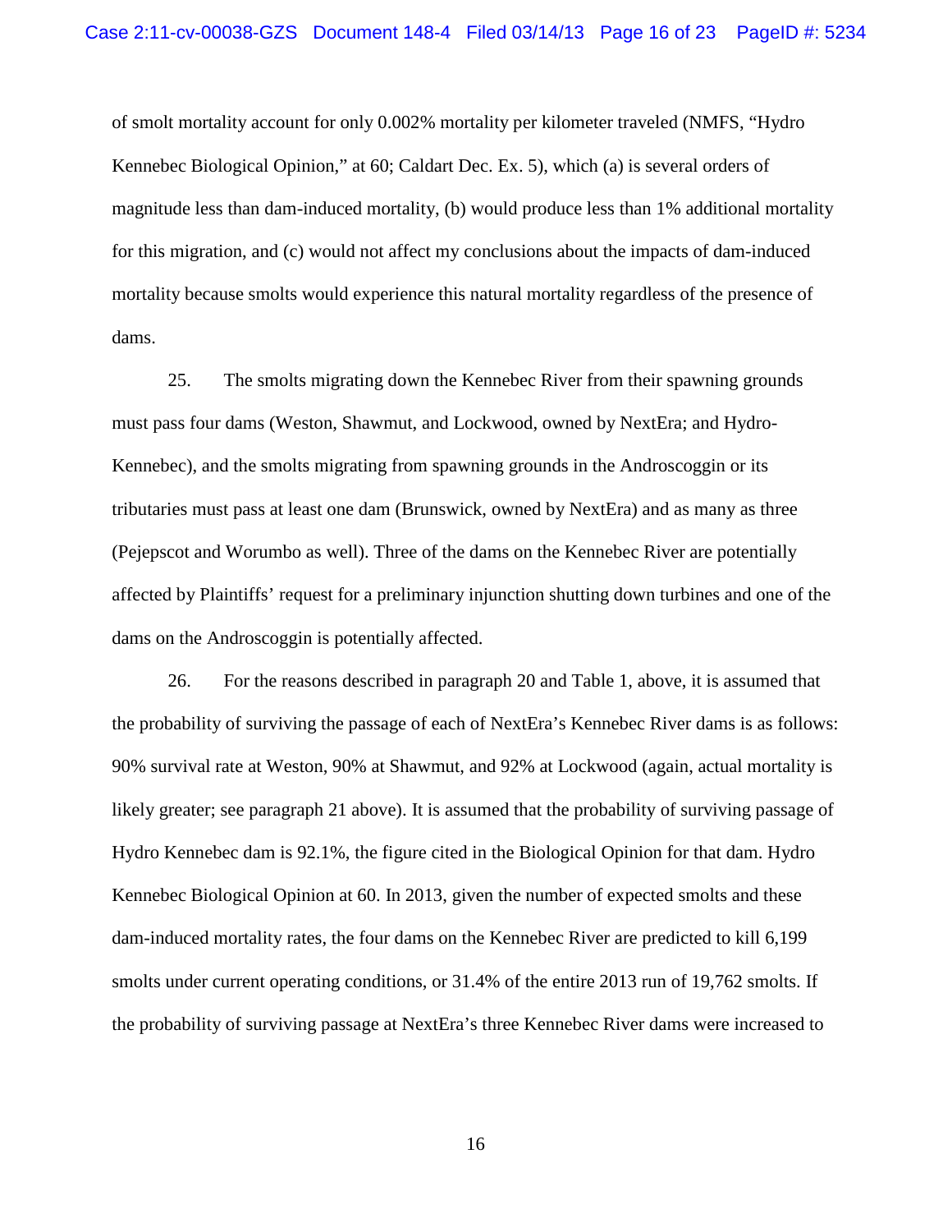of smolt mortality account for only 0.002% mortality per kilometer traveled (NMFS, "Hydro Kennebec Biological Opinion," at 60; Caldart Dec. Ex. 5), which (a) is several orders of magnitude less than dam-induced mortality, (b) would produce less than 1% additional mortality for this migration, and (c) would not affect my conclusions about the impacts of dam-induced mortality because smolts would experience this natural mortality regardless of the presence of dams.

25. The smolts migrating down the Kennebec River from their spawning grounds must pass four dams (Weston, Shawmut, and Lockwood, owned by NextEra; and Hydro-Kennebec), and the smolts migrating from spawning grounds in the Androscoggin or its tributaries must pass at least one dam (Brunswick, owned by NextEra) and as many as three (Pejepscot and Worumbo as well). Three of the dams on the Kennebec River are potentially affected by Plaintiffs' request for a preliminary injunction shutting down turbines and one of the dams on the Androscoggin is potentially affected.

26. For the reasons described in paragraph 20 and Table 1, above, it is assumed that the probability of surviving the passage of each of NextEra's Kennebec River dams is as follows: 90% survival rate at Weston, 90% at Shawmut, and 92% at Lockwood (again, actual mortality is likely greater; see paragraph 21 above). It is assumed that the probability of surviving passage of Hydro Kennebec dam is 92.1%, the figure cited in the Biological Opinion for that dam. Hydro Kennebec Biological Opinion at 60. In 2013, given the number of expected smolts and these dam-induced mortality rates, the four dams on the Kennebec River are predicted to kill 6,199 smolts under current operating conditions, or 31.4% of the entire 2013 run of 19,762 smolts. If the probability of surviving passage at NextEra's three Kennebec River dams were increased to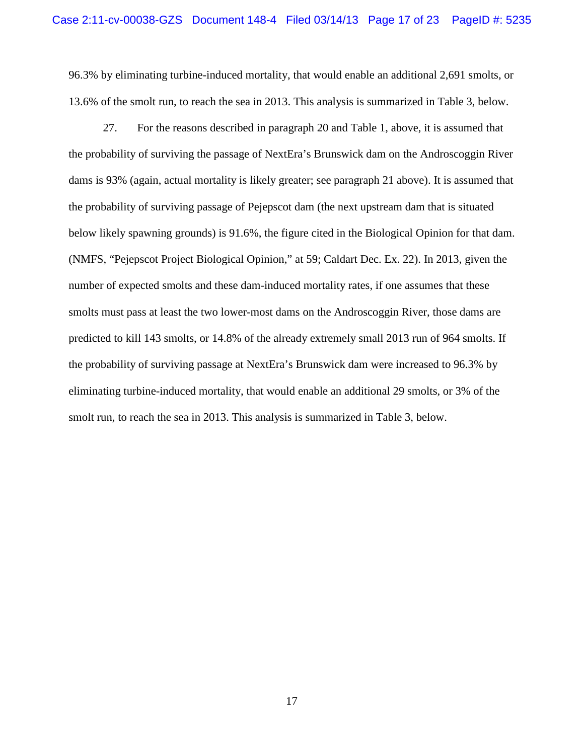96.3% by eliminating turbine-induced mortality, that would enable an additional 2,691 smolts, or 13.6% of the smolt run, to reach the sea in 2013. This analysis is summarized in Table 3, below.

27. For the reasons described in paragraph 20 and Table 1, above, it is assumed that the probability of surviving the passage of NextEra's Brunswick dam on the Androscoggin River dams is 93% (again, actual mortality is likely greater; see paragraph 21 above). It is assumed that the probability of surviving passage of Pejepscot dam (the next upstream dam that is situated below likely spawning grounds) is 91.6%, the figure cited in the Biological Opinion for that dam. (NMFS, "Pejepscot Project Biological Opinion," at 59; Caldart Dec. Ex. 22). In 2013, given the number of expected smolts and these dam-induced mortality rates, if one assumes that these smolts must pass at least the two lower-most dams on the Androscoggin River, those dams are predicted to kill 143 smolts, or 14.8% of the already extremely small 2013 run of 964 smolts. If the probability of surviving passage at NextEra's Brunswick dam were increased to 96.3% by eliminating turbine-induced mortality, that would enable an additional 29 smolts, or 3% of the smolt run, to reach the sea in 2013. This analysis is summarized in Table 3, below.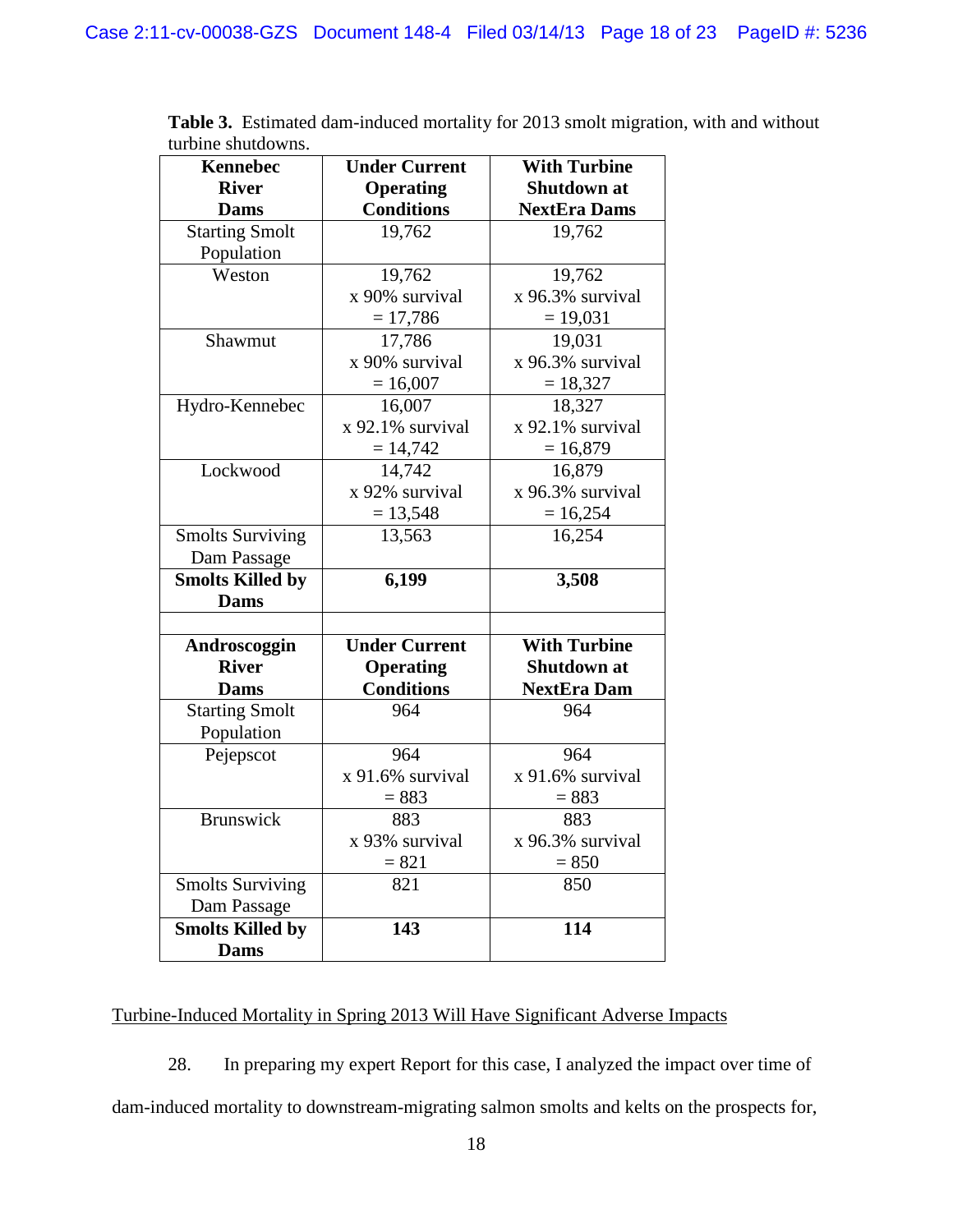**Table 3.** Estimated dam-induced mortality for 2013 smolt migration, with and without turbine shutdowns.

| Kennebec River Dams | Under Current Operating Conditions | With Turbine Shutdown at NextEra Dams |
|---|---|---|
| Starting Smolt Population | 19,762 | 19,762 |
| Weston | 19,762 x 90% survival = 17,786 | 19,762 x 96.3% survival = 19,031 |
| Shawmut | 17,786 x 90% survival = 16,007 | 19,031 x 96.3% survival = 18,327 |
| Hydro-Kennebec | 16,007 x 92.1% survival = 14,742 | 18,327 x 92.1% survival = 16,879 |
| Lockwood | 14,742 x 92% survival = 13,548 | 16,879 x 96.3% survival = 16,254 |
| Smolts Surviving Dam Passage | 13,563 | 16,254 |
| **Smolts Killed by Dams** | **6,199** | **3,508** |
| | | |
| **Androscoggin River Dams** | **Under Current Operating Conditions** | **With Turbine Shutdown at NextEra Dam** |
| Starting Smolt Population | 964 | 964 |
| Pejepscot | 964 x 91.6% survival = 883 | 964 x 91.6% survival = 883 |
| Brunswick | 883 x 93% survival = 821 | 883 x 96.3% survival = 850 |
| Smolts Surviving Dam Passage | 821 | 850 |
| **Smolts Killed by Dams** | **143** | **114** |

<u>Turbine-Induced Mortality in Spring 2013 Will Have Significant Adverse Impacts</u>

28. In preparing my expert Report for this case, I analyzed the impact over time of dam-induced mortality to downstream-migrating salmon smolts and kelts on the prospects for,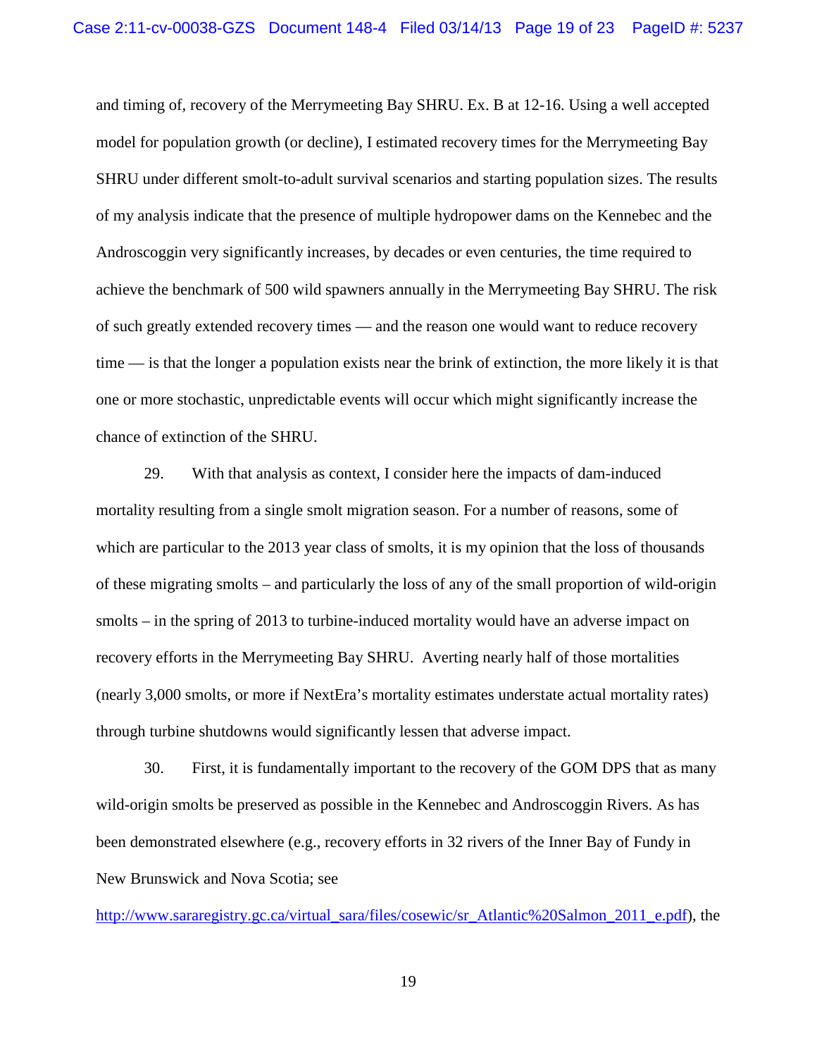and timing of, recovery of the Merrymeeting Bay SHRU. Ex. B at 12-16. Using a well accepted model for population growth (or decline), I estimated recovery times for the Merrymeeting Bay SHRU under different smolt-to-adult survival scenarios and starting population sizes. The results of my analysis indicate that the presence of multiple hydropower dams on the Kennebec and the Androscoggin very significantly increases, by decades or even centuries, the time required to achieve the benchmark of 500 wild spawners annually in the Merrymeeting Bay SHRU. The risk of such greatly extended recovery times — and the reason one would want to reduce recovery time — is that the longer a population exists near the brink of extinction, the more likely it is that one or more stochastic, unpredictable events will occur which might significantly increase the chance of extinction of the SHRU.

29. With that analysis as context, I consider here the impacts of dam-induced mortality resulting from a single smolt migration season. For a number of reasons, some of which are particular to the 2013 year class of smolts, it is my opinion that the loss of thousands of these migrating smolts – and particularly the loss of any of the small proportion of wild-origin smolts – in the spring of 2013 to turbine-induced mortality would have an adverse impact on recovery efforts in the Merrymeeting Bay SHRU. Averting nearly half of those mortalities (nearly 3,000 smolts, or more if NextEra's mortality estimates understate actual mortality rates) through turbine shutdowns would significantly lessen that adverse impact.

30. First, it is fundamentally important to the recovery of the GOM DPS that as many wild-origin smolts be preserved as possible in the Kennebec and Androscoggin Rivers. As has been demonstrated elsewhere (e.g., recovery efforts in 32 rivers of the Inner Bay of Fundy in New Brunswick and Nova Scotia; see http://www.sararegistry.gc.ca/virtual_sara/files/cosewic/sr_Atlantic%20Salmon_2011_e.pdf), the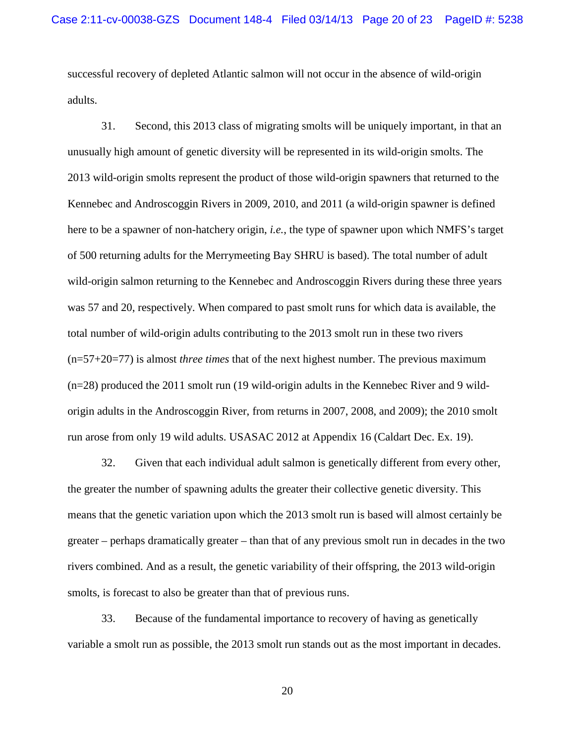successful recovery of depleted Atlantic salmon will not occur in the absence of wild-origin adults.

31. Second, this 2013 class of migrating smolts will be uniquely important, in that an unusually high amount of genetic diversity will be represented in its wild-origin smolts. The 2013 wild-origin smolts represent the product of those wild-origin spawners that returned to the Kennebec and Androscoggin Rivers in 2009, 2010, and 2011 (a wild-origin spawner is defined here to be a spawner of non-hatchery origin, *i.e.*, the type of spawner upon which NMFS's target of 500 returning adults for the Merrymeeting Bay SHRU is based). The total number of adult wild-origin salmon returning to the Kennebec and Androscoggin Rivers during these three years was 57 and 20, respectively. When compared to past smolt runs for which data is available, the total number of wild-origin adults contributing to the 2013 smolt run in these two rivers (n=57+20=77) is almost *three times* that of the next highest number. The previous maximum (n=28) produced the 2011 smolt run (19 wild-origin adults in the Kennebec River and 9 wild-origin adults in the Androscoggin River, from returns in 2007, 2008, and 2009); the 2010 smolt run arose from only 19 wild adults. USASAC 2012 at Appendix 16 (Caldart Dec. Ex. 19).

32. Given that each individual adult salmon is genetically different from every other, the greater the number of spawning adults the greater their collective genetic diversity. This means that the genetic variation upon which the 2013 smolt run is based will almost certainly be greater – perhaps dramatically greater – than that of any previous smolt run in decades in the two rivers combined. And as a result, the genetic variability of their offspring, the 2013 wild-origin smolts, is forecast to also be greater than that of previous runs.

33. Because of the fundamental importance to recovery of having as genetically variable a smolt run as possible, the 2013 smolt run stands out as the most important in decades.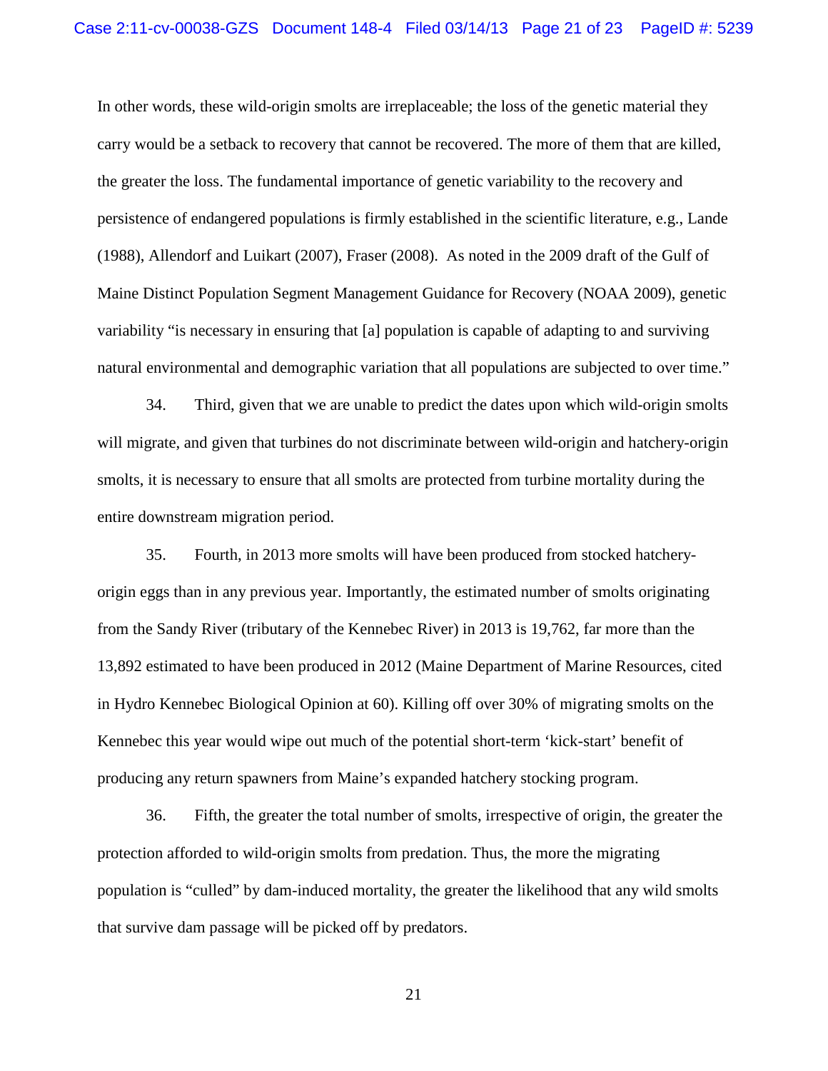In other words, these wild-origin smolts are irreplaceable; the loss of the genetic material they carry would be a setback to recovery that cannot be recovered. The more of them that are killed, the greater the loss. The fundamental importance of genetic variability to the recovery and persistence of endangered populations is firmly established in the scientific literature, e.g., Lande (1988), Allendorf and Luikart (2007), Fraser (2008). As noted in the 2009 draft of the Gulf of Maine Distinct Population Segment Management Guidance for Recovery (NOAA 2009), genetic variability "is necessary in ensuring that [a] population is capable of adapting to and surviving natural environmental and demographic variation that all populations are subjected to over time."

34. Third, given that we are unable to predict the dates upon which wild-origin smolts will migrate, and given that turbines do not discriminate between wild-origin and hatchery-origin smolts, it is necessary to ensure that all smolts are protected from turbine mortality during the entire downstream migration period.

35. Fourth, in 2013 more smolts will have been produced from stocked hatchery-origin eggs than in any previous year. Importantly, the estimated number of smolts originating from the Sandy River (tributary of the Kennebec River) in 2013 is 19,762, far more than the 13,892 estimated to have been produced in 2012 (Maine Department of Marine Resources, cited in Hydro Kennebec Biological Opinion at 60). Killing off over 30% of migrating smolts on the Kennebec this year would wipe out much of the potential short-term 'kick-start' benefit of producing any return spawners from Maine's expanded hatchery stocking program.

36. Fifth, the greater the total number of smolts, irrespective of origin, the greater the protection afforded to wild-origin smolts from predation. Thus, the more the migrating population is "culled" by dam-induced mortality, the greater the likelihood that any wild smolts that survive dam passage will be picked off by predators.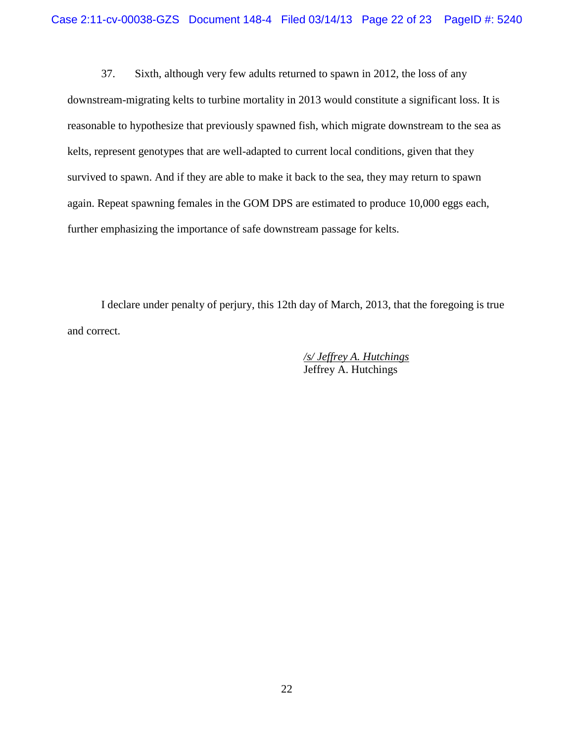37. Sixth, although very few adults returned to spawn in 2012, the loss of any downstream-migrating kelts to turbine mortality in 2013 would constitute a significant loss. It is reasonable to hypothesize that previously spawned fish, which migrate downstream to the sea as kelts, represent genotypes that are well-adapted to current local conditions, given that they survived to spawn. And if they are able to make it back to the sea, they may return to spawn again. Repeat spawning females in the GOM DPS are estimated to produce 10,000 eggs each, further emphasizing the importance of safe downstream passage for kelts.

I declare under penalty of perjury, this 12th day of March, 2013, that the foregoing is true and correct.

*/s/ Jeffrey A. Hutchings*
Jeffrey A. Hutchings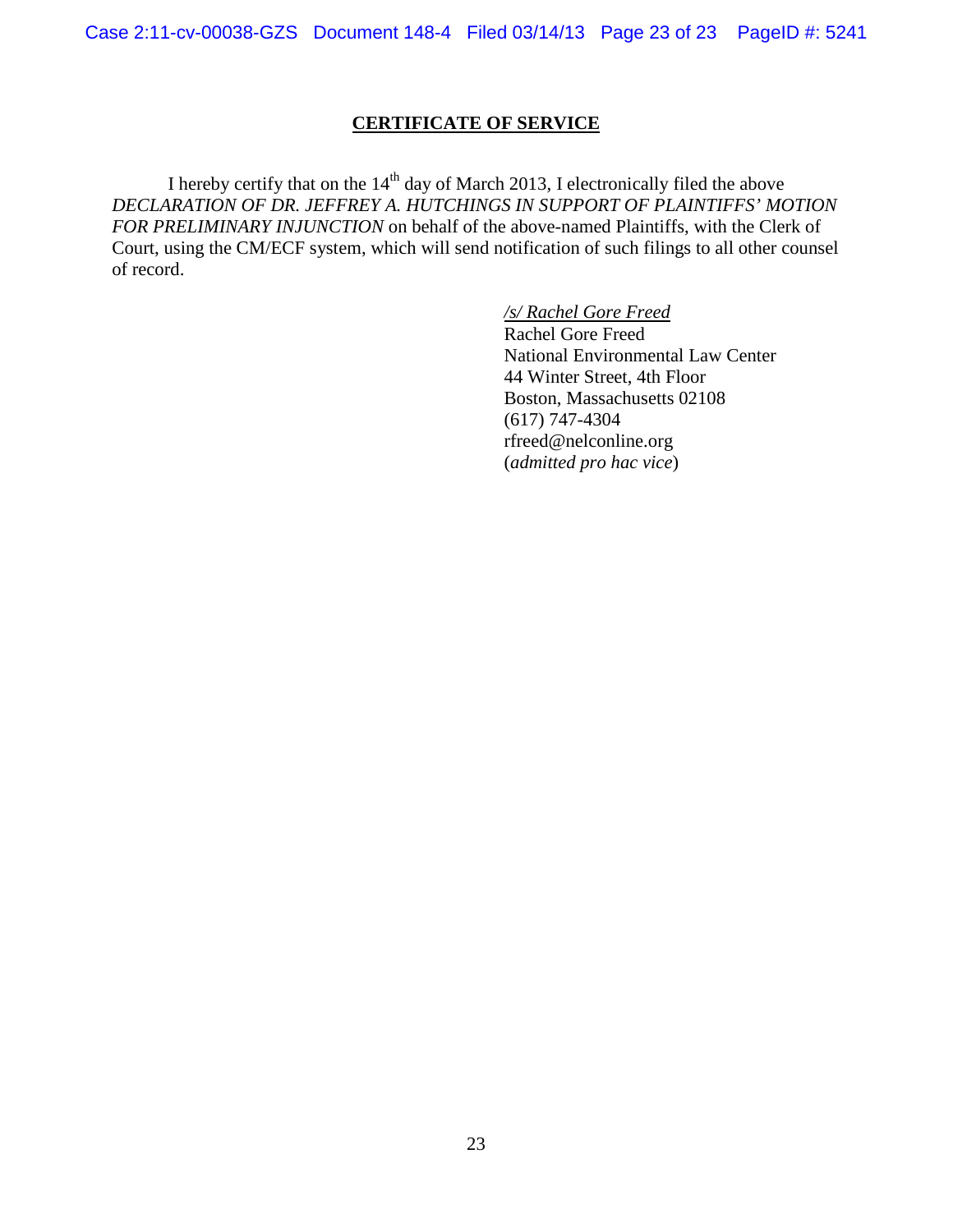## CERTIFICATE OF SERVICE

I hereby certify that on the 14th day of March 2013, I electronically filed the above *DECLARATION OF DR. JEFFREY A. HUTCHINGS IN SUPPORT OF PLAINTIFFS' MOTION FOR PRELIMINARY INJUNCTION* on behalf of the above-named Plaintiffs, with the Clerk of Court, using the CM/ECF system, which will send notification of such filings to all other counsel of record.

*/s/ Rachel Gore Freed*
Rachel Gore Freed
National Environmental Law Center
44 Winter Street, 4th Floor
Boston, Massachusetts 02108
(617) 747-4304
rfreed@nelconline.org
(*admitted pro hac vice*)